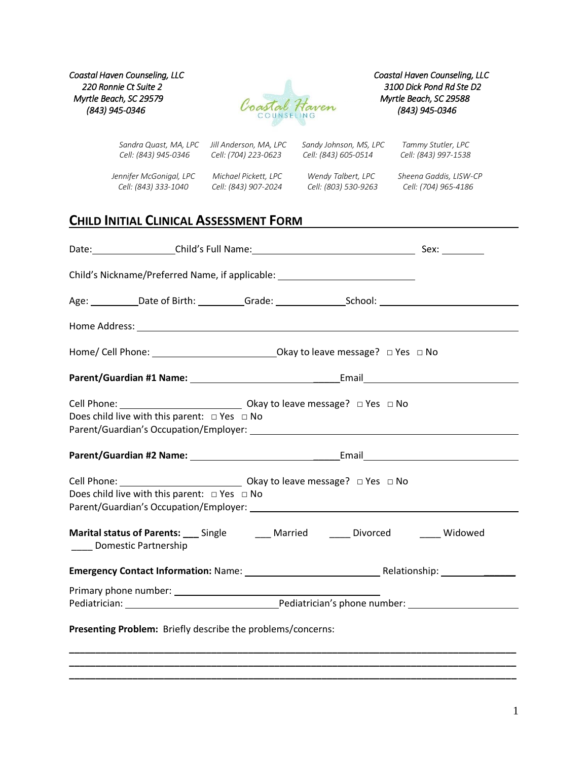*Coastal Haven Counseling, LLC*
*220 Ronnie Ct Suite 2*
*Myrtle Beach, SC 29579*
*(843) 945-0346*

*Coastal Haven Counseling, LLC*
*3100 Dick Pond Rd Ste D2*
*Myrtle Beach, SC 29588*
*(843) 945-0346*

| | | | |
|---|---|---|---|
| *Sandra Quast, MA, LPC* *Cell: (843) 945-0346* | *Jill Anderson, MA, LPC* *Cell: (704) 223-0623* | *Sandy Johnson, MS, LPC* *Cell: (843) 605-0514* | *Tammy Stutler, LPC* *Cell: (843) 997-1538* |
| *Jennifer McGonigal, LPC* *Cell: (843) 333-1040* | *Michael Pickett, LPC* *Cell: (843) 907-2024* | *Wendy Talbert, LPC* *Cell: (803) 530-9263* | *Sheena Gaddis, LISW-CP* *Cell: (704) 965-4186* |

# CHILD INITIAL CLINICAL ASSESSMENT FORM

Date:________________ Child's Full Name:______________________________ Sex: ________

Child's Nickname/Preferred Name, if applicable: __________________________

Age: _________ Date of Birth: _________ Grade: _____________ School: __________________________

Home Address: ______________________________________________________________________

Home/ Cell Phone: _______________________ Okay to leave message? □ Yes □ No

**Parent/Guardian #1 Name:** ___________________________ Email_____________________________

Cell Phone: ______________________ Okay to leave message? □ Yes □ No
Does child live with this parent: □ Yes □ No
Parent/Guardian's Occupation/Employer: ___________________________________________________

**Parent/Guardian #2 Name:** ___________________________ Email_____________________________

Cell Phone: ______________________ Okay to leave message? □ Yes □ No
Does child live with this parent: □ Yes □ No
Parent/Guardian's Occupation/Employer: ___________________________________________________

**Marital status of Parents:** ___ Single ___ Married ____ Divorced ____ Widowed
____ Domestic Partnership

**Emergency Contact Information:** Name: _________________________ Relationship: ______________

Primary phone number: ______________________________________
Pediatrician: ____________________________ Pediatrician's phone number: ____________________

**Presenting Problem:** Briefly describe the problems/concerns:

_____________________________________________________________________________________
_____________________________________________________________________________________
_____________________________________________________________________________________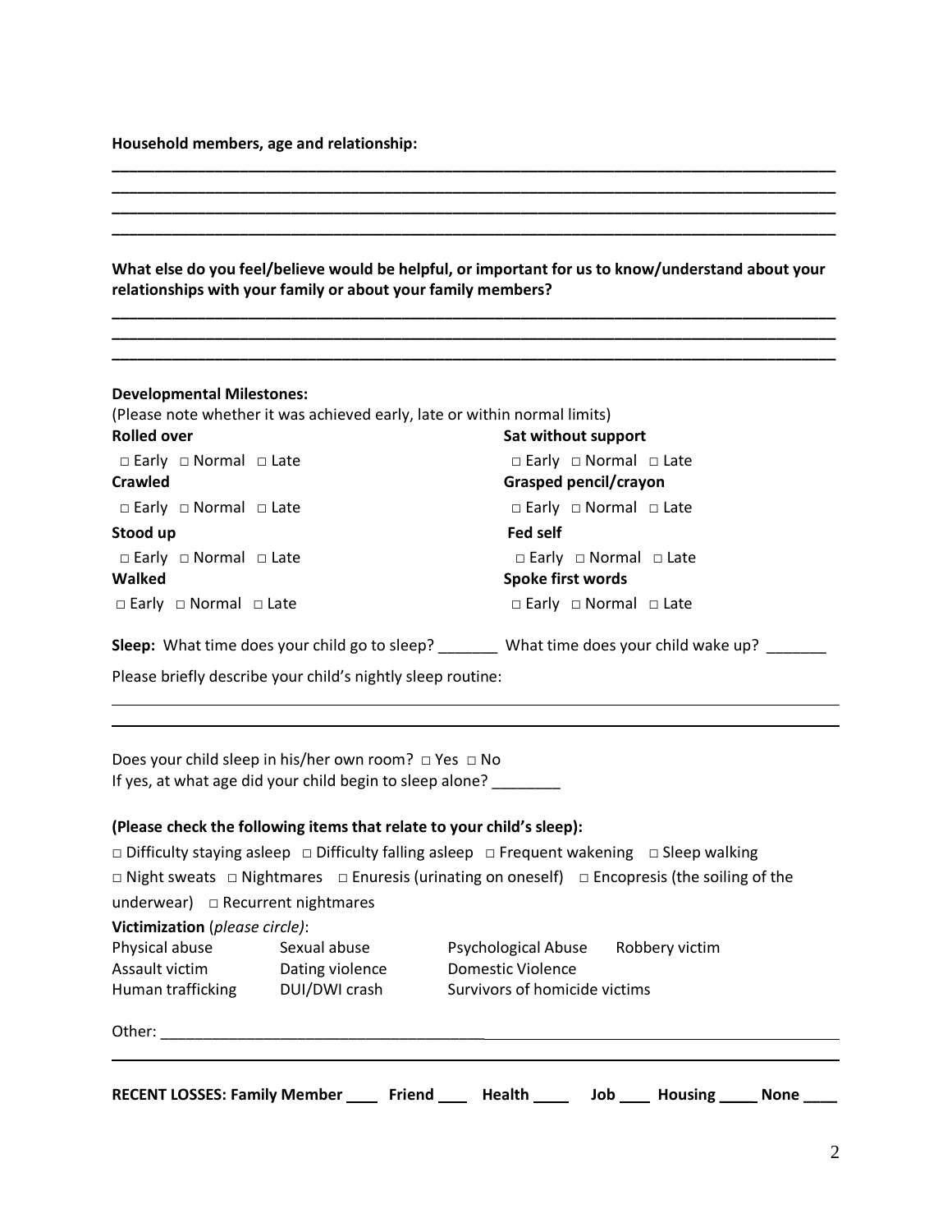**Household members, age and relationship:**

\_\_\_\_\_\_\_\_\_\_\_\_\_\_\_\_\_\_\_\_\_\_\_\_\_\_\_\_\_\_\_\_\_\_\_\_\_\_\_\_\_\_\_\_\_\_\_\_\_\_\_\_\_\_\_\_\_\_\_\_\_\_\_\_\_\_\_\_\_\_\_\_\_\_\_\_\_\_\_\_\_\_
\_\_\_\_\_\_\_\_\_\_\_\_\_\_\_\_\_\_\_\_\_\_\_\_\_\_\_\_\_\_\_\_\_\_\_\_\_\_\_\_\_\_\_\_\_\_\_\_\_\_\_\_\_\_\_\_\_\_\_\_\_\_\_\_\_\_\_\_\_\_\_\_\_\_\_\_\_\_\_\_\_\_
\_\_\_\_\_\_\_\_\_\_\_\_\_\_\_\_\_\_\_\_\_\_\_\_\_\_\_\_\_\_\_\_\_\_\_\_\_\_\_\_\_\_\_\_\_\_\_\_\_\_\_\_\_\_\_\_\_\_\_\_\_\_\_\_\_\_\_\_\_\_\_\_\_\_\_\_\_\_\_\_\_\_
\_\_\_\_\_\_\_\_\_\_\_\_\_\_\_\_\_\_\_\_\_\_\_\_\_\_\_\_\_\_\_\_\_\_\_\_\_\_\_\_\_\_\_\_\_\_\_\_\_\_\_\_\_\_\_\_\_\_\_\_\_\_\_\_\_\_\_\_\_\_\_\_\_\_\_\_\_\_\_\_\_\_

**What else do you feel/believe would be helpful, or important for us to know/understand about your relationships with your family or about your family members?**

\_\_\_\_\_\_\_\_\_\_\_\_\_\_\_\_\_\_\_\_\_\_\_\_\_\_\_\_\_\_\_\_\_\_\_\_\_\_\_\_\_\_\_\_\_\_\_\_\_\_\_\_\_\_\_\_\_\_\_\_\_\_\_\_\_\_\_\_\_\_\_\_\_\_\_\_\_\_\_\_\_\_
\_\_\_\_\_\_\_\_\_\_\_\_\_\_\_\_\_\_\_\_\_\_\_\_\_\_\_\_\_\_\_\_\_\_\_\_\_\_\_\_\_\_\_\_\_\_\_\_\_\_\_\_\_\_\_\_\_\_\_\_\_\_\_\_\_\_\_\_\_\_\_\_\_\_\_\_\_\_\_\_\_\_
\_\_\_\_\_\_\_\_\_\_\_\_\_\_\_\_\_\_\_\_\_\_\_\_\_\_\_\_\_\_\_\_\_\_\_\_\_\_\_\_\_\_\_\_\_\_\_\_\_\_\_\_\_\_\_\_\_\_\_\_\_\_\_\_\_\_\_\_\_\_\_\_\_\_\_\_\_\_\_\_\_\_

**Developmental Milestones:**

(Please note whether it was achieved early, late or within normal limits)

**Rolled over**
□ Early □ Normal □ Late

**Crawled**
□ Early □ Normal □ Late

**Stood up**
□ Early □ Normal □ Late

**Walked**
□ Early □ Normal □ Late

**Sat without support**
□ Early □ Normal □ Late

**Grasped pencil/crayon**
□ Early □ Normal □ Late

**Fed self**
□ Early □ Normal □ Late

**Spoke first words**
□ Early □ Normal □ Late

**Sleep:** What time does your child go to sleep? \_\_\_\_\_\_\_ What time does your child wake up? \_\_\_\_\_\_\_

Please briefly describe your child's nightly sleep routine:

\_\_\_\_\_\_\_\_\_\_\_\_\_\_\_\_\_\_\_\_\_\_\_\_\_\_\_\_\_\_\_\_\_\_\_\_\_\_\_\_\_\_\_\_\_\_\_\_\_\_\_\_\_\_\_\_\_\_\_\_\_\_\_\_\_\_\_\_\_\_\_\_\_\_\_\_\_\_\_\_\_\_
\_\_\_\_\_\_\_\_\_\_\_\_\_\_\_\_\_\_\_\_\_\_\_\_\_\_\_\_\_\_\_\_\_\_\_\_\_\_\_\_\_\_\_\_\_\_\_\_\_\_\_\_\_\_\_\_\_\_\_\_\_\_\_\_\_\_\_\_\_\_\_\_\_\_\_\_\_\_\_\_\_\_

Does your child sleep in his/her own room? □ Yes □ No
If yes, at what age did your child begin to sleep alone? \_\_\_\_\_\_\_\_

**(Please check the following items that relate to your child's sleep):**

□ Difficulty staying asleep □ Difficulty falling asleep □ Frequent wakening □ Sleep walking
□ Night sweats □ Nightmares □ Enuresis (urinating on oneself) □ Encopresis (the soiling of the underwear) □ Recurrent nightmares

**Victimization** (*please circle)*:

| | | | |
|---|---|---|---|
| Physical abuse | Sexual abuse | Psychological Abuse | Robbery victim |
| Assault victim | Dating violence | Domestic Violence | |
| Human trafficking | DUI/DWI crash | Survivors of homicide victims | |

Other: \_\_\_\_\_\_\_\_\_\_\_\_\_\_\_\_\_\_\_\_\_\_\_\_\_\_\_\_\_\_\_\_\_\_\_\_\_\_\_\_\_\_\_\_\_\_\_\_\_\_\_\_\_\_\_\_\_\_\_\_\_\_\_\_\_\_\_\_\_\_\_\_\_\_\_\_\_\_
\_\_\_\_\_\_\_\_\_\_\_\_\_\_\_\_\_\_\_\_\_\_\_\_\_\_\_\_\_\_\_\_\_\_\_\_\_\_\_\_\_\_\_\_\_\_\_\_\_\_\_\_\_\_\_\_\_\_\_\_\_\_\_\_\_\_\_\_\_\_\_\_\_\_\_\_\_\_\_\_\_\_

**RECENT LOSSES: Family Member \_\_\_\_ Friend \_\_\_ Health \_\_\_\_ Job \_\_\_ Housing \_\_\_\_ None \_\_\_\_**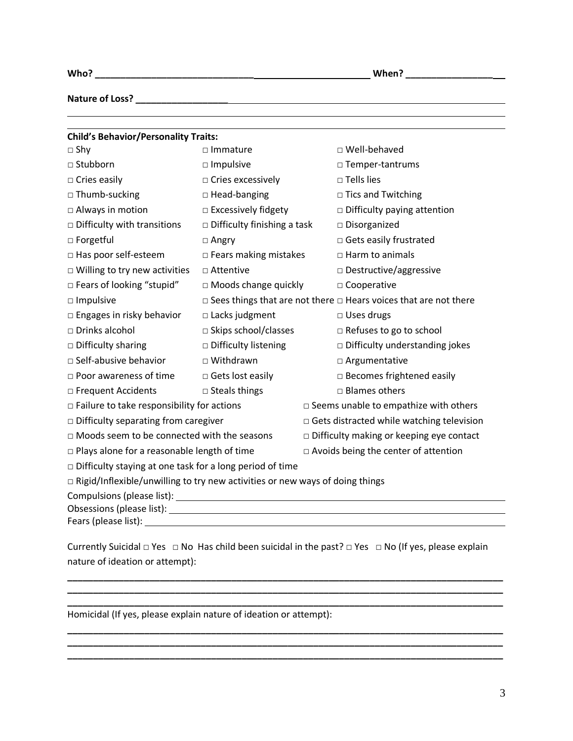**Who?** ______________________________________________________ **When?** ___________________

**Nature of Loss?** ______________________________________________________________________

___________________________________________________________________________________

**Child's Behavior/Personality Traits:**

| | | |
|---|---|---|
| □ Shy | □ Immature | □ Well-behaved |
| □ Stubborn | □ Impulsive | □ Temper-tantrums |
| □ Cries easily | □ Cries excessively | □ Tells lies |
| □ Thumb-sucking | □ Head-banging | □ Tics and Twitching |
| □ Always in motion | □ Excessively fidgety | □ Difficulty paying attention |
| □ Difficulty with transitions | □ Difficulty finishing a task | □ Disorganized |
| □ Forgetful | □ Angry | □ Gets easily frustrated |
| □ Has poor self-esteem | □ Fears making mistakes | □ Harm to animals |
| □ Willing to try new activities | □ Attentive | □ Destructive/aggressive |
| □ Fears of looking "stupid" | □ Moods change quickly | □ Cooperative |
| □ Impulsive | □ Sees things that are not there | □ Hears voices that are not there |
| □ Engages in risky behavior | □ Lacks judgment | □ Uses drugs |
| □ Drinks alcohol | □ Skips school/classes | □ Refuses to go to school |
| □ Difficulty sharing | □ Difficulty listening | □ Difficulty understanding jokes |
| □ Self-abusive behavior | □ Withdrawn | □ Argumentative |
| □ Poor awareness of time | □ Gets lost easily | □ Becomes frightened easily |
| □ Frequent Accidents | □ Steals things | □ Blames others |

□ Failure to take responsibility for actions

□ Seems unable to empathize with others

□ Difficulty separating from caregiver

□ Gets distracted while watching television

□ Moods seem to be connected with the seasons

□ Difficulty making or keeping eye contact

□ Plays alone for a reasonable length of time

□ Avoids being the center of attention

□ Difficulty staying at one task for a long period of time

□ Rigid/Inflexible/unwilling to try new activities or new ways of doing things

Compulsions (please list): ______________________________________________________________

Obsessions (please list): _______________________________________________________________

Fears (please list): ____________________________________________________________________

Currently Suicidal □ Yes □ No Has child been suicidal in the past? □ Yes □ No (If yes, please explain nature of ideation or attempt):

___________________________________________________________________________________

___________________________________________________________________________________

___________________________________________________________________________________

Homicidal (If yes, please explain nature of ideation or attempt):

___________________________________________________________________________________

___________________________________________________________________________________

___________________________________________________________________________________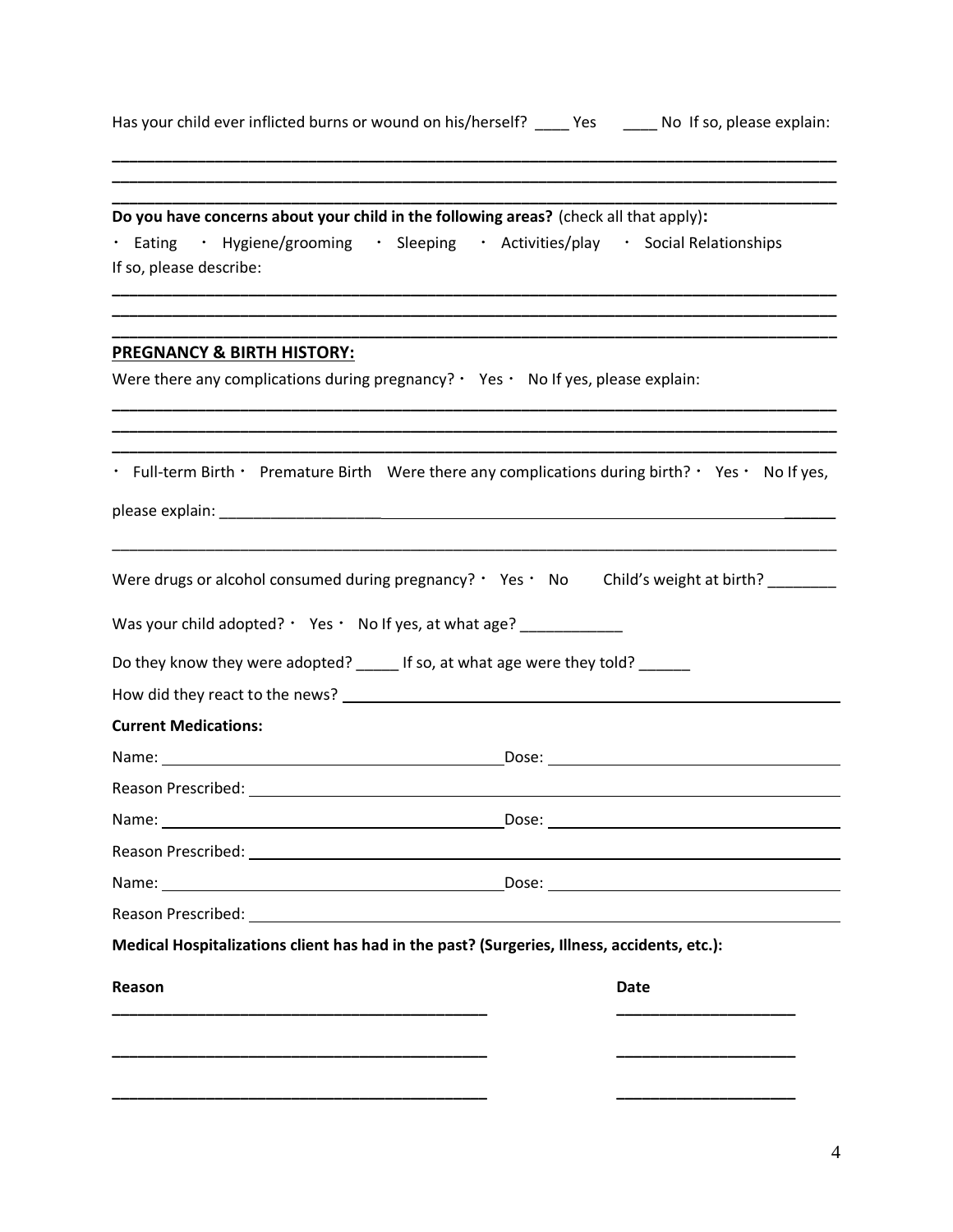Has your child ever inflicted burns or wound on his/herself? ____ Yes ____ No If so, please explain:

______________________________________________________________________________________
______________________________________________________________________________________
______________________________________________________________________________________

**Do you have concerns about your child in the following areas?** (check all that apply)**:**

· Eating · Hygiene/grooming · Sleeping · Activities/play · Social Relationships

If so, please describe:

______________________________________________________________________________________
______________________________________________________________________________________
______________________________________________________________________________________

## PREGNANCY & BIRTH HISTORY:

Were there any complications during pregnancy? · Yes · No If yes, please explain:

______________________________________________________________________________________
______________________________________________________________________________________
______________________________________________________________________________________

· Full-term Birth · Premature Birth Were there any complications during birth? · Yes · No If yes, please explain: ______________________________________________________________________

______________________________________________________________________________________

Were drugs or alcohol consumed during pregnancy? · Yes · No Child's weight at birth? ________

Was your child adopted? · Yes · No If yes, at what age? ____________

Do they know they were adopted? _____ If so, at what age were they told? ______

How did they react to the news? ________________________________________________________

**Current Medications:**

Name: ______________________________ Dose: ______________________________

Reason Prescribed: ______________________________________________________

Name: ______________________________ Dose: ______________________________

Reason Prescribed: ______________________________________________________

Name: ______________________________ Dose: ______________________________

Reason Prescribed: ______________________________________________________

**Medical Hospitalizations client has had in the past? (Surgeries, Illness, accidents, etc.):**

| **Reason** | **Date** |
| --- | --- |
| ______________________________________ | ____________________ |
| ______________________________________ | ____________________ |
| ______________________________________ | ____________________ |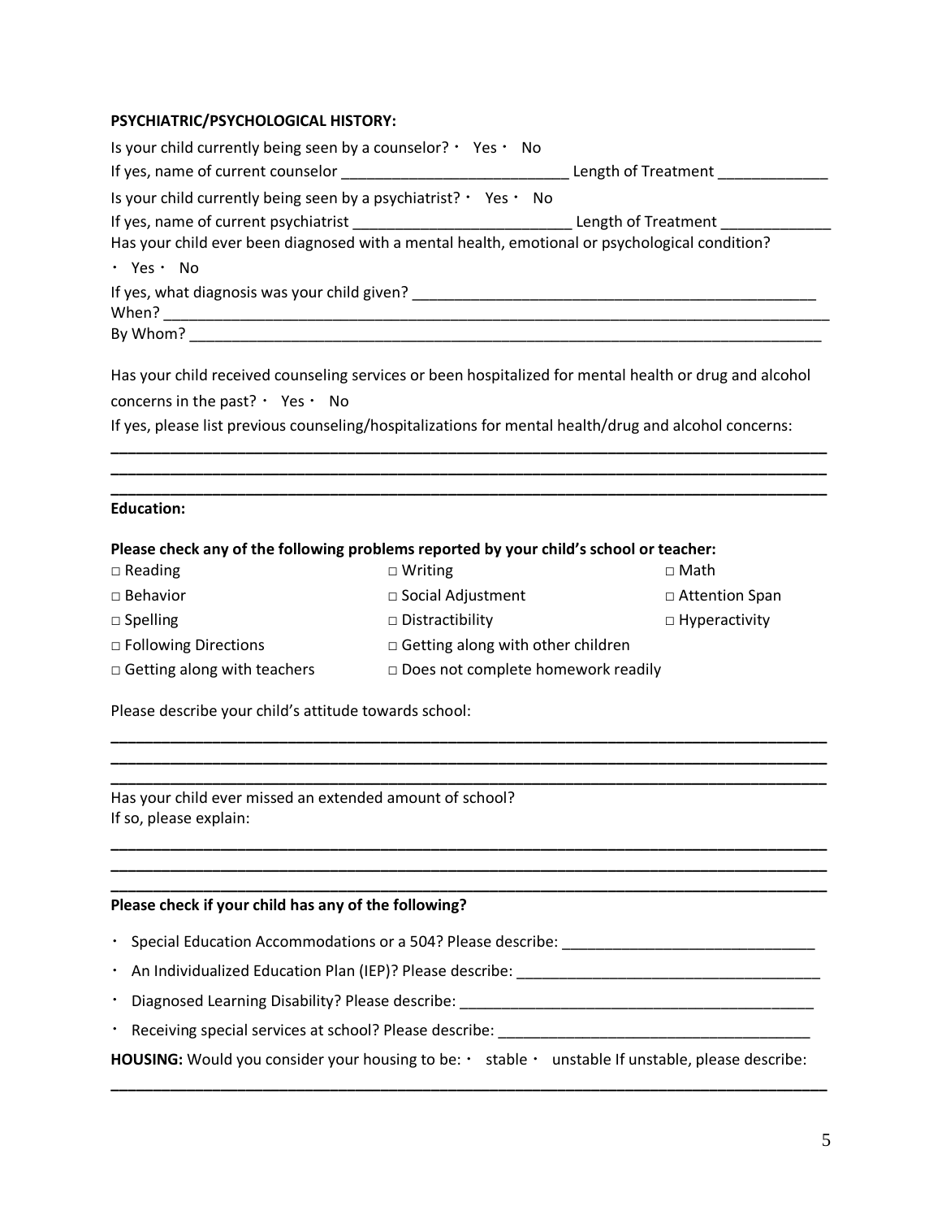**PSYCHIATRIC/PSYCHOLOGICAL HISTORY:**

Is your child currently being seen by a counselor? ・ Yes ・ No

If yes, name of current counselor ___________________________ Length of Treatment _____________

Is your child currently being seen by a psychiatrist? ・ Yes ・ No

If yes, name of current psychiatrist __________________________ Length of Treatment _____________

Has your child ever been diagnosed with a mental health, emotional or psychological condition?

・ Yes ・ No

If yes, what diagnosis was your child given? _________________________________________________

When? ___________________________________________________________________________

By Whom? ________________________________________________________________________

Has your child received counseling services or been hospitalized for mental health or drug and alcohol concerns in the past? ・ Yes ・ No

If yes, please list previous counseling/hospitalizations for mental health/drug and alcohol concerns:

___________________________________________________________________________________

___________________________________________________________________________________

___________________________________________________________________________________

**Education:**

**Please check any of the following problems reported by your child's school or teacher:**

| | | |
|---|---|---|
| □ Reading | □ Writing | □ Math |
| □ Behavior | □ Social Adjustment | □ Attention Span |
| □ Spelling | □ Distractibility | □ Hyperactivity |
| □ Following Directions | □ Getting along with other children | |
| □ Getting along with teachers | □ Does not complete homework readily | |

Please describe your child's attitude towards school:

___________________________________________________________________________________

___________________________________________________________________________________

___________________________________________________________________________________

Has your child ever missed an extended amount of school?
If so, please explain:

___________________________________________________________________________________

___________________________________________________________________________________

___________________________________________________________________________________

**Please check if your child has any of the following?**

- Special Education Accommodations or a 504? Please describe: ______________________________
- An Individualized Education Plan (IEP)? Please describe: ____________________________________
- Diagnosed Learning Disability? Please describe: ___________________________________________
- Receiving special services at school? Please describe: ______________________________________

**HOUSING:** Would you consider your housing to be: ・ stable ・ unstable If unstable, please describe:

___________________________________________________________________________________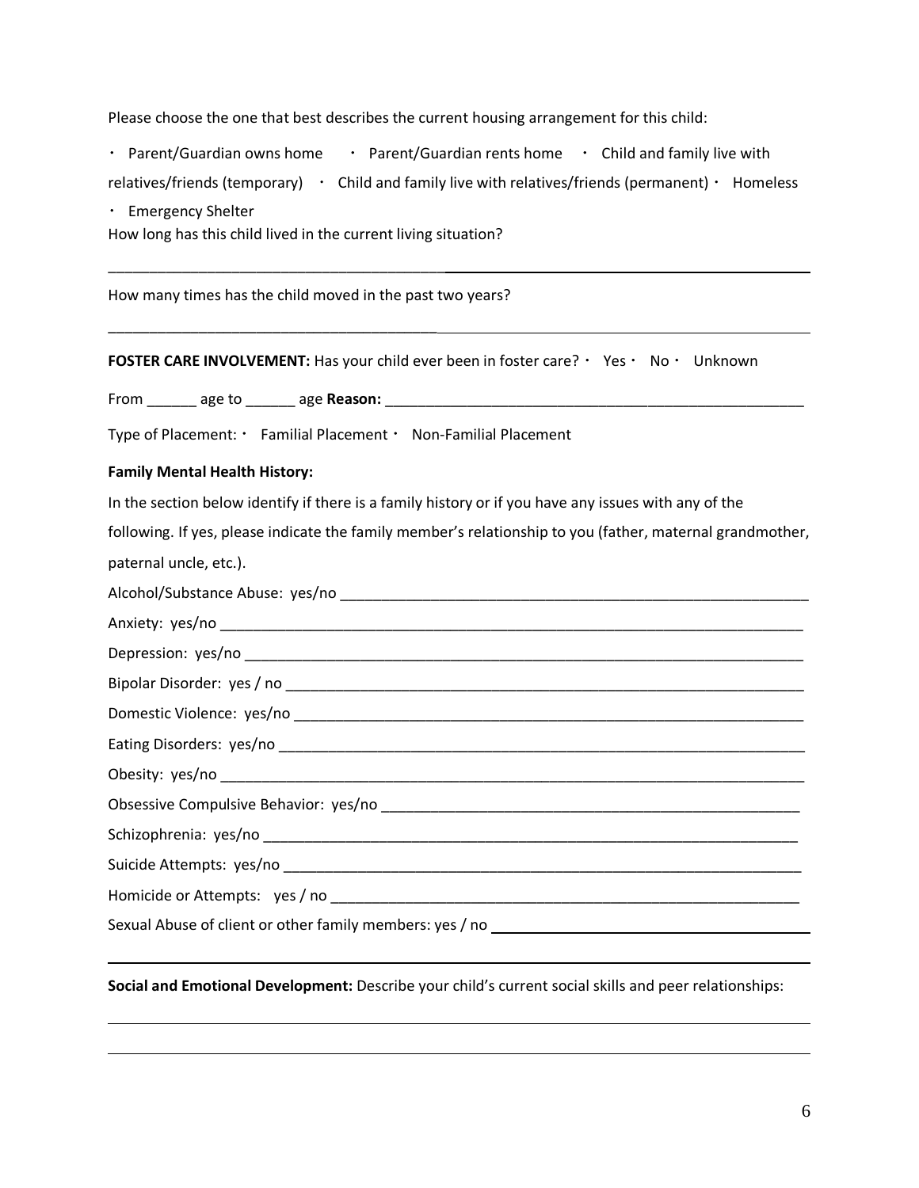Please choose the one that best describes the current housing arrangement for this child:

・ Parent/Guardian owns home ・ Parent/Guardian rents home ・ Child and family live with relatives/friends (temporary) ・ Child and family live with relatives/friends (permanent) ・ Homeless ・ Emergency Shelter

How long has this child lived in the current living situation?

___________________________________________________________________________

How many times has the child moved in the past two years?

___________________________________________________________________________

**FOSTER CARE INVOLVEMENT:** Has your child ever been in foster care? ・ Yes ・ No ・ Unknown

From ______ age to ______ age **Reason:** ____________________________________________________

Type of Placement: ・ Familial Placement ・ Non-Familial Placement

**Family Mental Health History:**

In the section below identify if there is a family history or if you have any issues with any of the following. If yes, please indicate the family member's relationship to you (father, maternal grandmother, paternal uncle, etc.).

Alcohol/Substance Abuse: yes/no ____________________________________________________________

Anxiety: yes/no ___________________________________________________________________________

Depression: yes/no ________________________________________________________________________

Bipolar Disorder: yes / no __________________________________________________________________

Domestic Violence: yes/no _________________________________________________________________

Eating Disorders: yes/no ___________________________________________________________________

Obesity: yes/no ___________________________________________________________________________

Obsessive Compulsive Behavior: yes/no ______________________________________________________

Schizophrenia: yes/no _____________________________________________________________________

Suicide Attempts: yes/no ___________________________________________________________________

Homicide or Attempts: yes / no _____________________________________________________________

Sexual Abuse of client or other family members: yes / no ________________________________________

___________________________________________________________________________

**Social and Emotional Development:** Describe your child's current social skills and peer relationships:

___________________________________________________________________________

___________________________________________________________________________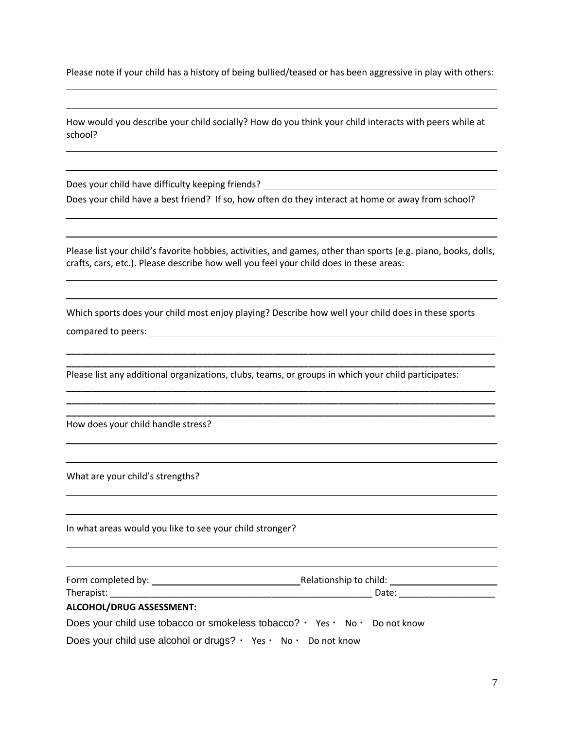Please note if your child has a history of being bullied/teased or has been aggressive in play with others:

How would you describe your child socially? How do you think your child interacts with peers while at school?

Does your child have difficulty keeping friends?

Does your child have a best friend? If so, how often do they interact at home or away from school?

Please list your child's favorite hobbies, activities, and games, other than sports (e.g. piano, books, dolls, crafts, cars, etc.). Please describe how well you feel your child does in these areas:

Which sports does your child most enjoy playing? Describe how well your child does in these sports compared to peers:

Please list any additional organizations, clubs, teams, or groups in which your child participates:

How does your child handle stress?

What are your child's strengths?

In what areas would you like to see your child stronger?

Form completed by: ______________________ Relationship to child: ______________________

Therapist: ______________________ Date: ______________________

**ALCOHOL/DRUG ASSESSMENT:**

Does your child use tobacco or smokeless tobacco? · Yes · No · Do not know

Does your child use alcohol or drugs? · Yes · No · Do not know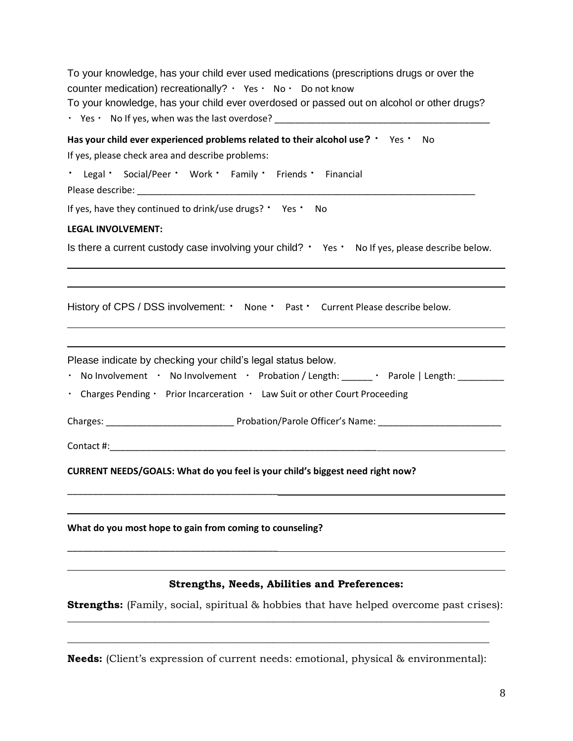To your knowledge, has your child ever used medications (prescriptions drugs or over the counter medication) recreationally? ・ Yes ・ No ・ Do not know

To your knowledge, has your child ever overdosed or passed out on alcohol or other drugs?
・ Yes ・ No If yes, when was the last overdose? ___________________________________________

**Has your child ever experienced problems related to their alcohol use?** ・ Yes ・ No

If yes, please check area and describe problems:

・ Legal ・ Social/Peer ・ Work ・ Family ・ Friends ・ Financial

Please describe: ______________________________________________________________________

If yes, have they continued to drink/use drugs? ・ Yes ・ No

**LEGAL INVOLVEMENT:**

Is there a current custody case involving your child? ・ Yes ・ No If yes, please describe below.

_______________________________________________________________________________

_______________________________________________________________________________

History of CPS / DSS involvement: ・ None ・ Past ・ Current Please describe below.

_______________________________________________________________________________

_______________________________________________________________________________

Please indicate by checking your child's legal status below.

・ No Involvement ・ No Involvement ・ Probation / Length: ______ ・ Parole | Length: _________

・ Charges Pending ・ Prior Incarceration ・ Law Suit or other Court Proceeding

Charges: _________________________ Probation/Parole Officer's Name: ________________________

Contact #:_____________________________________________________________________________

**CURRENT NEEDS/GOALS: What do you feel is your child's biggest need right now?**

_______________________________________________________________________________

_______________________________________________________________________________

**What do you most hope to gain from coming to counseling?**

_______________________________________________________________________________

_______________________________________________________________________________

### Strengths, Needs, Abilities and Preferences:

**Strengths:** (Family, social, spiritual & hobbies that have helped overcome past crises):

_______________________________________________________________________________

_______________________________________________________________________________

**Needs:** (Client's expression of current needs: emotional, physical & environmental):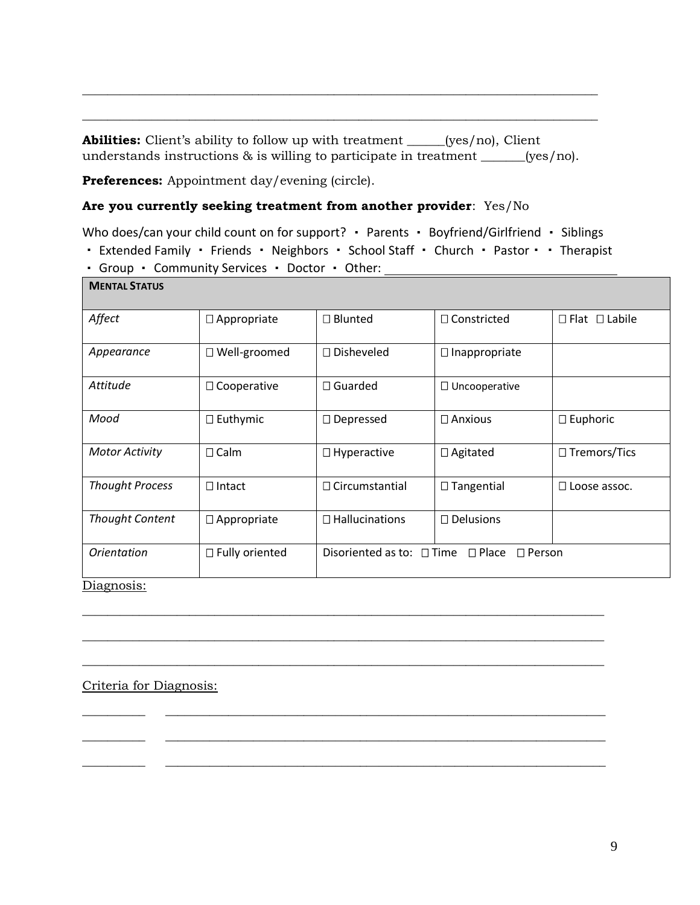\_\_\_\_\_\_\_\_\_\_\_\_\_\_\_\_\_\_\_\_\_\_\_\_\_\_\_\_\_\_\_\_\_\_\_\_\_\_\_\_\_\_\_\_\_\_\_\_\_\_\_\_\_\_\_\_\_\_\_\_\_\_\_\_\_\_\_\_\_\_\_\_\_\_

\_\_\_\_\_\_\_\_\_\_\_\_\_\_\_\_\_\_\_\_\_\_\_\_\_\_\_\_\_\_\_\_\_\_\_\_\_\_\_\_\_\_\_\_\_\_\_\_\_\_\_\_\_\_\_\_\_\_\_\_\_\_\_\_\_\_\_\_\_\_\_\_\_\_

**Abilities:** Client's ability to follow up with treatment ______(yes/no), Client understands instructions & is willing to participate in treatment _______(yes/no).

**Preferences:** Appointment day/evening (circle).

**Are you currently seeking treatment from another provider**: Yes/No

Who does/can your child count on for support? · Parents · Boyfriend/Girlfriend · Siblings · Extended Family · Friends · Neighbors · School Staff · Church · Pastor · · Therapist · Group · Community Services · Doctor · Other: ____________________

| **MENTAL STATUS** | | | | |
|---|---|---|---|---|
| *Affect* | ☐ Appropriate | ☐ Blunted | ☐ Constricted | ☐ Flat ☐ Labile |
| *Appearance* | ☐ Well-groomed | ☐ Disheveled | ☐ Inappropriate | |
| *Attitude* | ☐ Cooperative | ☐ Guarded | ☐ Uncooperative | |
| *Mood* | ☐ Euthymic | ☐ Depressed | ☐ Anxious | ☐ Euphoric |
| *Motor Activity* | ☐ Calm | ☐ Hyperactive | ☐ Agitated | ☐ Tremors/Tics |
| *Thought Process* | ☐ Intact | ☐ Circumstantial | ☐ Tangential | ☐ Loose assoc. |
| *Thought Content* | ☐ Appropriate | ☐ Hallucinations | ☐ Delusions | |
| *Orientation* | ☐ Fully oriented | Disoriented as to: ☐ Time ☐ Place ☐ Person | | |

<u>Diagnosis:</u>

\_\_\_\_\_\_\_\_\_\_\_\_\_\_\_\_\_\_\_\_\_\_\_\_\_\_\_\_\_\_\_\_\_\_\_\_\_\_\_\_\_\_\_\_\_\_\_\_\_\_\_\_\_\_\_\_\_\_\_\_\_\_\_\_\_\_\_\_\_\_\_\_\_\_

\_\_\_\_\_\_\_\_\_\_\_\_\_\_\_\_\_\_\_\_\_\_\_\_\_\_\_\_\_\_\_\_\_\_\_\_\_\_\_\_\_\_\_\_\_\_\_\_\_\_\_\_\_\_\_\_\_\_\_\_\_\_\_\_\_\_\_\_\_\_\_\_\_\_

\_\_\_\_\_\_\_\_\_\_\_\_\_\_\_\_\_\_\_\_\_\_\_\_\_\_\_\_\_\_\_\_\_\_\_\_\_\_\_\_\_\_\_\_\_\_\_\_\_\_\_\_\_\_\_\_\_\_\_\_\_\_\_\_\_\_\_\_\_\_\_\_\_\_

<u>Criteria for Diagnosis:</u>

\_\_\_\_\_\_\_\_\_\_ \_\_\_\_\_\_\_\_\_\_\_\_\_\_\_\_\_\_\_\_\_\_\_\_\_\_\_\_\_\_\_\_\_\_\_\_\_\_\_\_\_\_\_\_\_\_\_\_\_\_\_\_\_\_\_\_\_\_\_\_\_\_\_\_

\_\_\_\_\_\_\_\_\_\_ \_\_\_\_\_\_\_\_\_\_\_\_\_\_\_\_\_\_\_\_\_\_\_\_\_\_\_\_\_\_\_\_\_\_\_\_\_\_\_\_\_\_\_\_\_\_\_\_\_\_\_\_\_\_\_\_\_\_\_\_\_\_\_\_

\_\_\_\_\_\_\_\_\_\_ \_\_\_\_\_\_\_\_\_\_\_\_\_\_\_\_\_\_\_\_\_\_\_\_\_\_\_\_\_\_\_\_\_\_\_\_\_\_\_\_\_\_\_\_\_\_\_\_\_\_\_\_\_\_\_\_\_\_\_\_\_\_\_\_